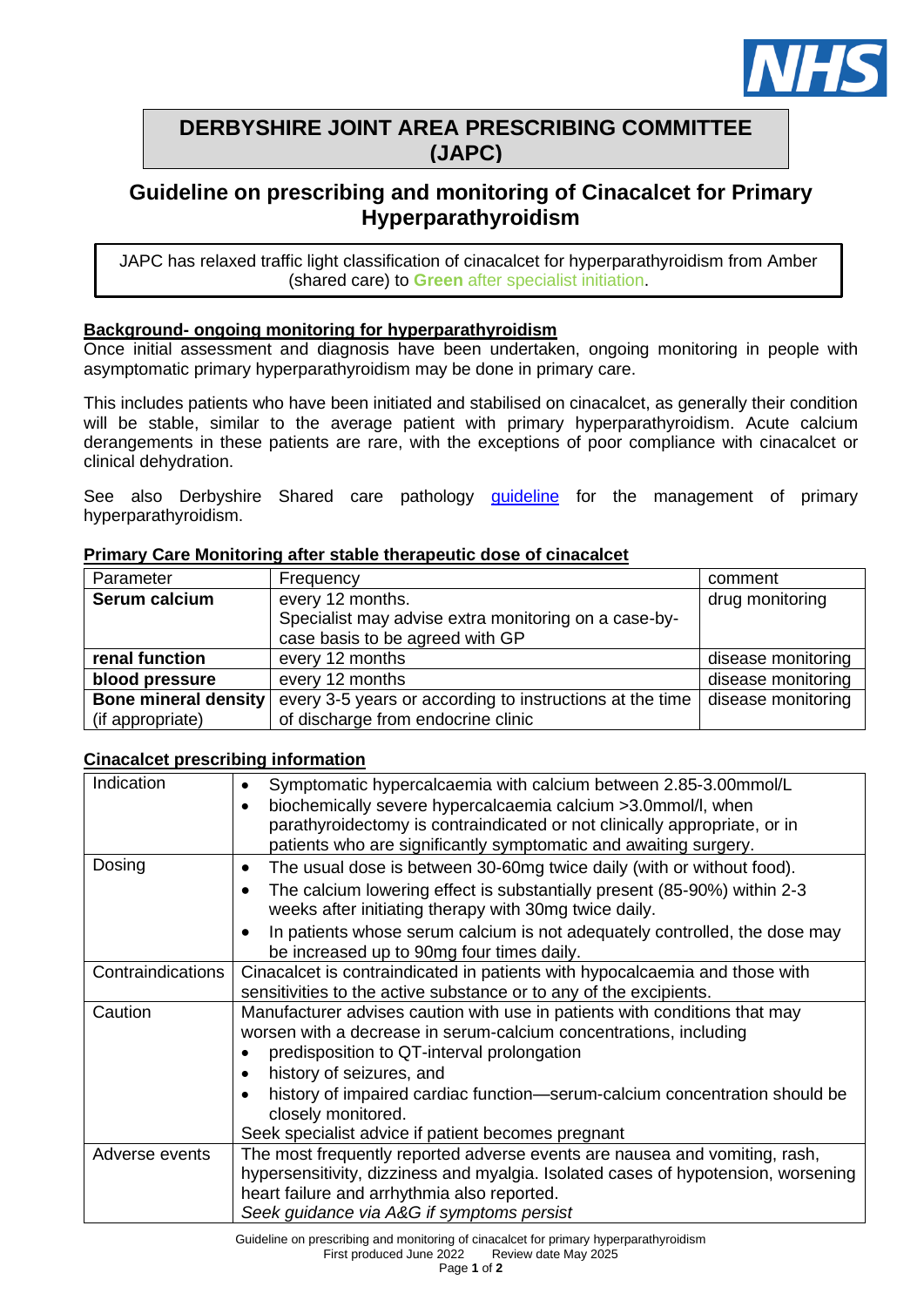# DERBYSHIRE JOINT AREA PRESCRIBING COMMITTEE (JAPC)

## Guideline on prescribing and monitoring of Cinacalcet for Primary Hyperparathyroidism

JAPC has relaxed traffic light classification of cinacalcet for hyperparathyroidism from Amber (shared care) to **Green** after specialist initiation.

### Background- ongoing monitoring for hyperparathyroidism

Once initial assessment and diagnosis have been undertaken, ongoing monitoring in people with asymptomatic primary hyperparathyroidism may be done in primary care.

This includes patients who have been initiated and stabilised on cinacalcet, as generally their condition will be stable, similar to the average patient with primary hyperparathyroidism. Acute calcium derangements in these patients are rare, with the exceptions of poor compliance with cinacalcet or clinical dehydration.

See also Derbyshire Shared care pathology guideline for the management of primary hyperparathyroidism.

### Primary Care Monitoring after stable therapeutic dose of cinacalcet

| Parameter | Frequency | comment |
|---|---|---|
| **Serum calcium** | every 12 months. Specialist may advise extra monitoring on a case-by-case basis to be agreed with GP | drug monitoring |
| **renal function** | every 12 months | disease monitoring |
| **blood pressure** | every 12 months | disease monitoring |
| **Bone mineral density** (if appropriate) | every 3-5 years or according to instructions at the time of discharge from endocrine clinic | disease monitoring |

### Cinacalcet prescribing information

| | |
|---|---|
| Indication | • Symptomatic hypercalcaemia with calcium between 2.85-3.00mmol/L<br>• biochemically severe hypercalcaemia calcium >3.0mmol/l, when parathyroidectomy is contraindicated or not clinically appropriate, or in patients who are significantly symptomatic and awaiting surgery. |
| Dosing | • The usual dose is between 30-60mg twice daily (with or without food).<br>• The calcium lowering effect is substantially present (85-90%) within 2-3 weeks after initiating therapy with 30mg twice daily.<br>• In patients whose serum calcium is not adequately controlled, the dose may be increased up to 90mg four times daily. |
| Contraindications | Cinacalcet is contraindicated in patients with hypocalcaemia and those with sensitivities to the active substance or to any of the excipients. |
| Caution | Manufacturer advises caution with use in patients with conditions that may worsen with a decrease in serum-calcium concentrations, including<br>• predisposition to QT-interval prolongation<br>• history of seizures, and<br>• history of impaired cardiac function—serum-calcium concentration should be closely monitored.<br>Seek specialist advice if patient becomes pregnant |
| Adverse events | The most frequently reported adverse events are nausea and vomiting, rash, hypersensitivity, dizziness and myalgia. Isolated cases of hypotension, worsening heart failure and arrhythmia also reported.<br>*Seek guidance via A&G if symptoms persist* |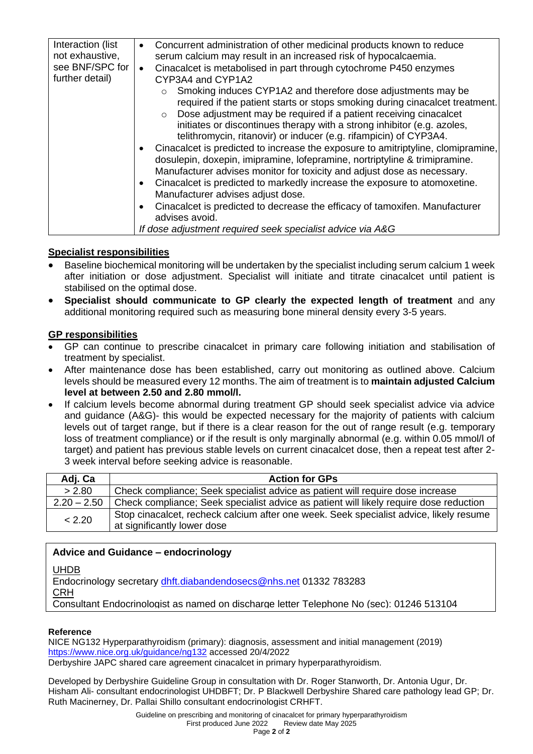| | |
|---|---|
| Interaction (list not exhaustive, see BNF/SPC for further detail) | • Concurrent administration of other medicinal products known to reduce serum calcium may result in an increased risk of hypocalcaemia.<br>• Cinacalcet is metabolised in part through cytochrome P450 enzymes CYP3A4 and CYP1A2<br>  ○ Smoking induces CYP1A2 and therefore dose adjustments may be required if the patient starts or stops smoking during cinacalcet treatment.<br>  ○ Dose adjustment may be required if a patient receiving cinacalcet initiates or discontinues therapy with a strong inhibitor (e.g. azoles, telithromycin, ritanovir) or inducer (e.g. rifampicin) of CYP3A4.<br>• Cinacalcet is predicted to increase the exposure to amitriptyline, clomipramine, dosulepin, doxepin, imipramine, lofepramine, nortriptyline & trimipramine. Manufacturer advises monitor for toxicity and adjust dose as necessary.<br>• Cinacalcet is predicted to markedly increase the exposure to atomoxetine. Manufacturer advises adjust dose.<br>• Cinacalcet is predicted to decrease the efficacy of tamoxifen. Manufacturer advises avoid.<br>*If dose adjustment required seek specialist advice via A&G* |

## Specialist responsibilities

- Baseline biochemical monitoring will be undertaken by the specialist including serum calcium 1 week after initiation or dose adjustment. Specialist will initiate and titrate cinacalcet until patient is stabilised on the optimal dose.
- **Specialist should communicate to GP clearly the expected length of treatment** and any additional monitoring required such as measuring bone mineral density every 3-5 years.

## GP responsibilities

- GP can continue to prescribe cinacalcet in primary care following initiation and stabilisation of treatment by specialist.
- After maintenance dose has been established, carry out monitoring as outlined above. Calcium levels should be measured every 12 months. The aim of treatment is to **maintain adjusted Calcium level at between 2.50 and 2.80 mmol/l.**
- If calcium levels become abnormal during treatment GP should seek specialist advice via advice and guidance (A&G)- this would be expected necessary for the majority of patients with calcium levels out of target range, but if there is a clear reason for the out of range result (e.g. temporary loss of treatment compliance) or if the result is only marginally abnormal (e.g. within 0.05 mmol/l of target) and patient has previous stable levels on current cinacalcet dose, then a repeat test after 2-3 week interval before seeking advice is reasonable.

| Adj. Ca | Action for GPs |
|---|---|
| > 2.80 | Check compliance; Seek specialist advice as patient will require dose increase |
| 2.20 – 2.50 | Check compliance; Seek specialist advice as patient will likely require dose reduction |
| < 2.20 | Stop cinacalcet, recheck calcium after one week. Seek specialist advice, likely resume at significantly lower dose |

**Advice and Guidance – endocrinology**

UHDB
Endocrinology secretary dhft.diabandendosecs@nhs.net 01332 783283
CRH
Consultant Endocrinologist as named on discharge letter Telephone No (sec): 01246 513104

**Reference**

NICE NG132 Hyperparathyroidism (primary): diagnosis, assessment and initial management (2019) https://www.nice.org.uk/guidance/ng132 accessed 20/4/2022
Derbyshire JAPC shared care agreement cinacalcet in primary hyperparathyroidism.

Developed by Derbyshire Guideline Group in consultation with Dr. Roger Stanworth, Dr. Antonia Ugur, Dr. Hisham Ali- consultant endocrinologist UHDBFT; Dr. P Blackwell Derbyshire Shared care pathology lead GP; Dr. Ruth Macinerney, Dr. Pallai Shillo consultant endocrinologist CRHFT.